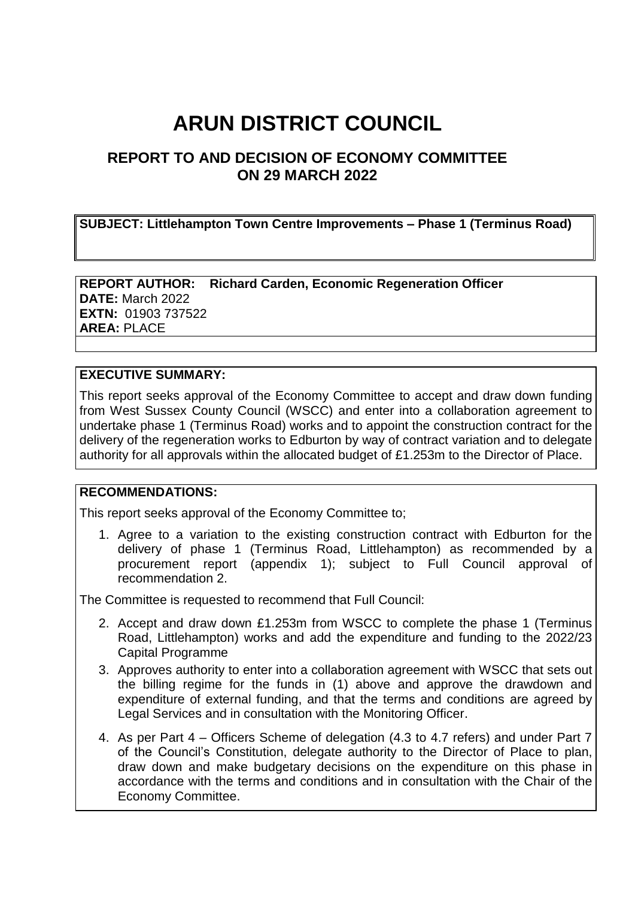# ARUN DISTRICT COUNCIL

## REPORT TO AND DECISION OF ECONOMY COMMITTEE ON 29 MARCH 2022

**SUBJECT: Littlehampton Town Centre Improvements – Phase 1 (Terminus Road)**

**REPORT AUTHOR: Richard Carden, Economic Regeneration Officer**
**DATE:** March 2022
**EXTN:** 01903 737522
**AREA:** PLACE

**EXECUTIVE SUMMARY:**

This report seeks approval of the Economy Committee to accept and draw down funding from West Sussex County Council (WSCC) and enter into a collaboration agreement to undertake phase 1 (Terminus Road) works and to appoint the construction contract for the delivery of the regeneration works to Edburton by way of contract variation and to delegate authority for all approvals within the allocated budget of £1.253m to the Director of Place.

**RECOMMENDATIONS:**

This report seeks approval of the Economy Committee to;

1. Agree to a variation to the existing construction contract with Edburton for the delivery of phase 1 (Terminus Road, Littlehampton) as recommended by a procurement report (appendix 1); subject to Full Council approval of recommendation 2.

The Committee is requested to recommend that Full Council:

2. Accept and draw down £1.253m from WSCC to complete the phase 1 (Terminus Road, Littlehampton) works and add the expenditure and funding to the 2022/23 Capital Programme
3. Approves authority to enter into a collaboration agreement with WSCC that sets out the billing regime for the funds in (1) above and approve the drawdown and expenditure of external funding, and that the terms and conditions are agreed by Legal Services and in consultation with the Monitoring Officer.
4. As per Part 4 – Officers Scheme of delegation (4.3 to 4.7 refers) and under Part 7 of the Council's Constitution, delegate authority to the Director of Place to plan, draw down and make budgetary decisions on the expenditure on this phase in accordance with the terms and conditions and in consultation with the Chair of the Economy Committee.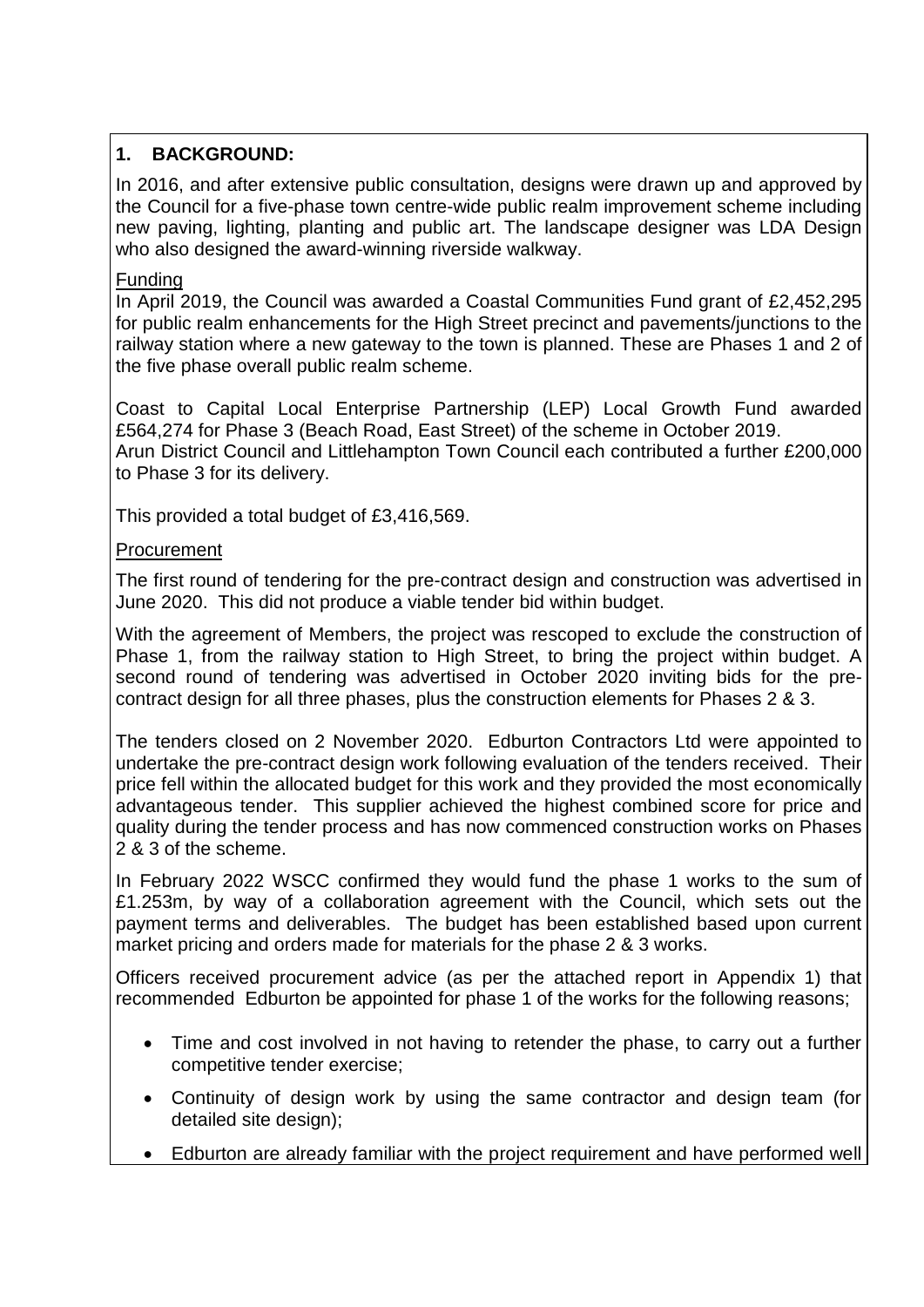## 1. BACKGROUND:

In 2016, and after extensive public consultation, designs were drawn up and approved by the Council for a five-phase town centre-wide public realm improvement scheme including new paving, lighting, planting and public art. The landscape designer was LDA Design who also designed the award-winning riverside walkway.

### Funding

In April 2019, the Council was awarded a Coastal Communities Fund grant of £2,452,295 for public realm enhancements for the High Street precinct and pavements/junctions to the railway station where a new gateway to the town is planned. These are Phases 1 and 2 of the five phase overall public realm scheme.

Coast to Capital Local Enterprise Partnership (LEP) Local Growth Fund awarded £564,274 for Phase 3 (Beach Road, East Street) of the scheme in October 2019.
Arun District Council and Littlehampton Town Council each contributed a further £200,000 to Phase 3 for its delivery.

This provided a total budget of £3,416,569.

### Procurement

The first round of tendering for the pre-contract design and construction was advertised in June 2020. This did not produce a viable tender bid within budget.

With the agreement of Members, the project was rescoped to exclude the construction of Phase 1, from the railway station to High Street, to bring the project within budget. A second round of tendering was advertised in October 2020 inviting bids for the pre-contract design for all three phases, plus the construction elements for Phases 2 & 3.

The tenders closed on 2 November 2020. Edburton Contractors Ltd were appointed to undertake the pre-contract design work following evaluation of the tenders received. Their price fell within the allocated budget for this work and they provided the most economically advantageous tender. This supplier achieved the highest combined score for price and quality during the tender process and has now commenced construction works on Phases 2 & 3 of the scheme.

In February 2022 WSCC confirmed they would fund the phase 1 works to the sum of £1.253m, by way of a collaboration agreement with the Council, which sets out the payment terms and deliverables. The budget has been established based upon current market pricing and orders made for materials for the phase 2 & 3 works.

Officers received procurement advice (as per the attached report in Appendix 1) that recommended Edburton be appointed for phase 1 of the works for the following reasons;

- Time and cost involved in not having to retender the phase, to carry out a further competitive tender exercise;
- Continuity of design work by using the same contractor and design team (for detailed site design);
- Edburton are already familiar with the project requirement and have performed well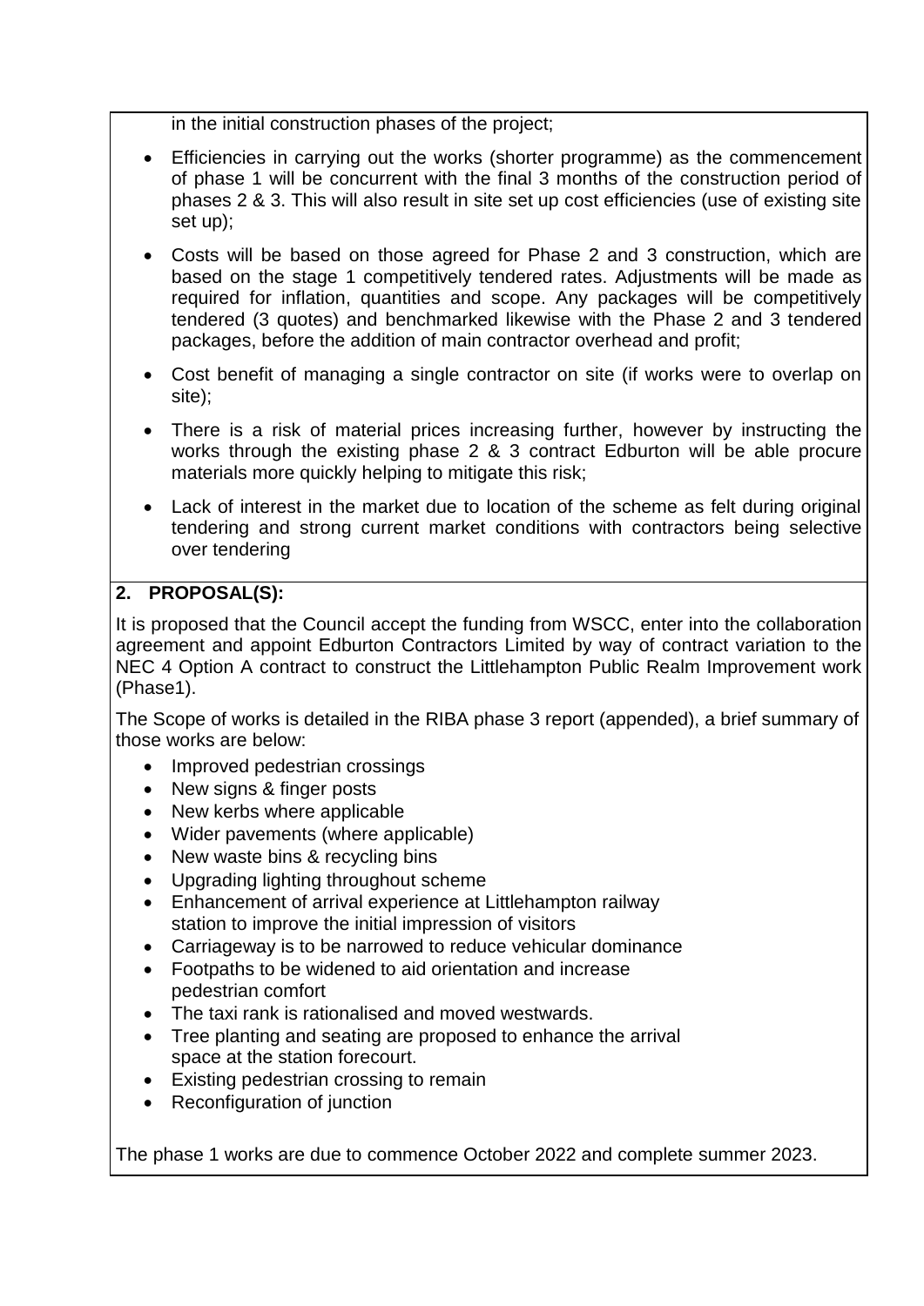in the initial construction phases of the project;

- Efficiencies in carrying out the works (shorter programme) as the commencement of phase 1 will be concurrent with the final 3 months of the construction period of phases 2 & 3. This will also result in site set up cost efficiencies (use of existing site set up);
- Costs will be based on those agreed for Phase 2 and 3 construction, which are based on the stage 1 competitively tendered rates. Adjustments will be made as required for inflation, quantities and scope. Any packages will be competitively tendered (3 quotes) and benchmarked likewise with the Phase 2 and 3 tendered packages, before the addition of main contractor overhead and profit;
- Cost benefit of managing a single contractor on site (if works were to overlap on site);
- There is a risk of material prices increasing further, however by instructing the works through the existing phase 2 & 3 contract Edburton will be able procure materials more quickly helping to mitigate this risk;
- Lack of interest in the market due to location of the scheme as felt during original tendering and strong current market conditions with contractors being selective over tendering

## 2. PROPOSAL(S):

It is proposed that the Council accept the funding from WSCC, enter into the collaboration agreement and appoint Edburton Contractors Limited by way of contract variation to the NEC 4 Option A contract to construct the Littlehampton Public Realm Improvement work (Phase1).

The Scope of works is detailed in the RIBA phase 3 report (appended), a brief summary of those works are below:

- Improved pedestrian crossings
- New signs & finger posts
- New kerbs where applicable
- Wider pavements (where applicable)
- New waste bins & recycling bins
- Upgrading lighting throughout scheme
- Enhancement of arrival experience at Littlehampton railway station to improve the initial impression of visitors
- Carriageway is to be narrowed to reduce vehicular dominance
- Footpaths to be widened to aid orientation and increase pedestrian comfort
- The taxi rank is rationalised and moved westwards.
- Tree planting and seating are proposed to enhance the arrival space at the station forecourt.
- Existing pedestrian crossing to remain
- Reconfiguration of junction

The phase 1 works are due to commence October 2022 and complete summer 2023.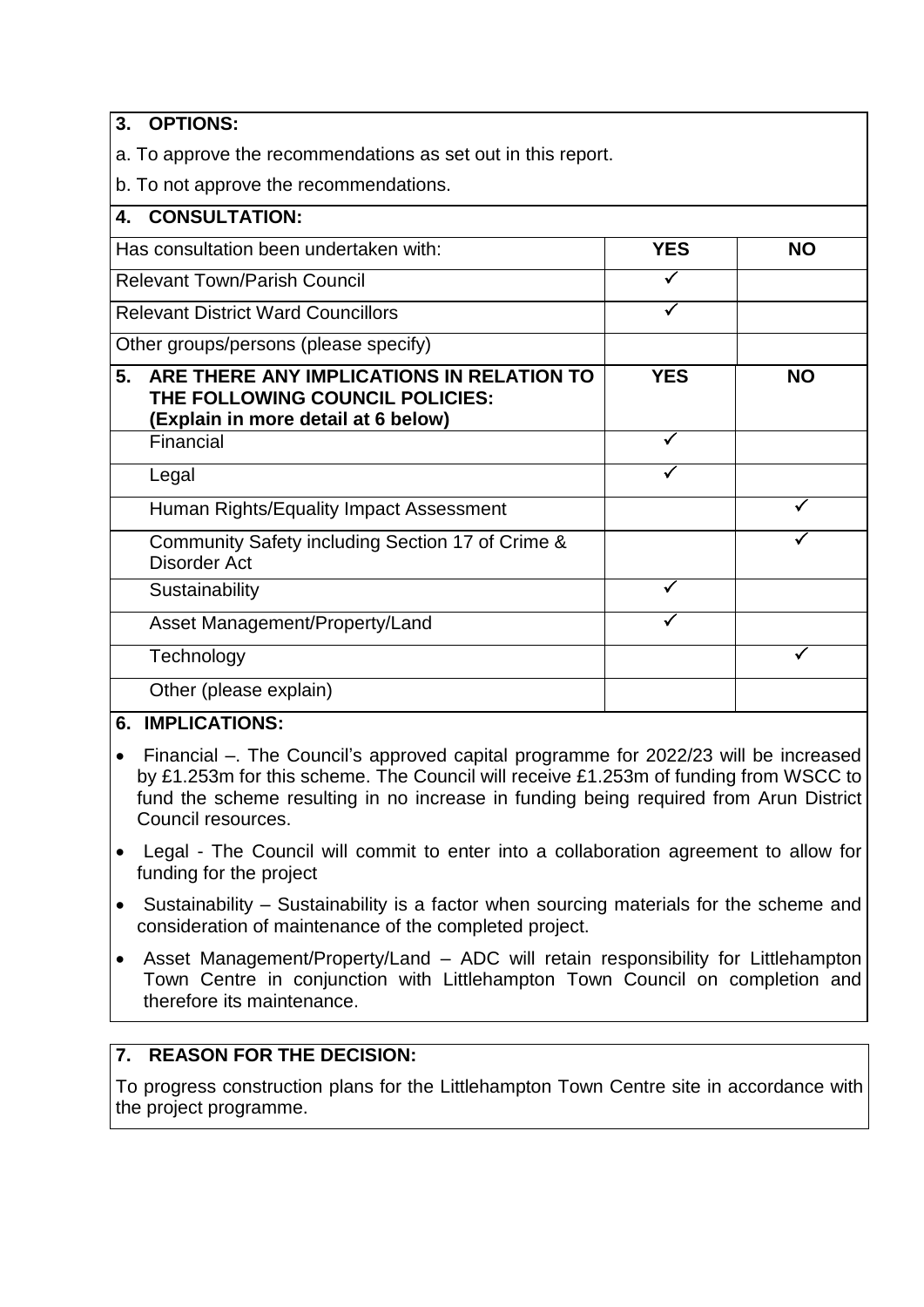## 3. OPTIONS:

a. To approve the recommendations as set out in this report.

b. To not approve the recommendations.

## 4. CONSULTATION:

| Has consultation been undertaken with: | YES | NO |
|---|---|---|
| Relevant Town/Parish Council | ✓ | |
| Relevant District Ward Councillors | ✓ | |
| Other groups/persons (please specify) | | |

| 5. ARE THERE ANY IMPLICATIONS IN RELATION TO THE FOLLOWING COUNCIL POLICIES: (Explain in more detail at 6 below) | YES | NO |
|---|---|---|
| Financial | ✓ | |
| Legal | ✓ | |
| Human Rights/Equality Impact Assessment | | ✓ |
| Community Safety including Section 17 of Crime & Disorder Act | | ✓ |
| Sustainability | ✓ | |
| Asset Management/Property/Land | ✓ | |
| Technology | | ✓ |
| Other (please explain) | | |

## 6. IMPLICATIONS:

- Financial –. The Council's approved capital programme for 2022/23 will be increased by £1.253m for this scheme. The Council will receive £1.253m of funding from WSCC to fund the scheme resulting in no increase in funding being required from Arun District Council resources.
- Legal - The Council will commit to enter into a collaboration agreement to allow for funding for the project
- Sustainability – Sustainability is a factor when sourcing materials for the scheme and consideration of maintenance of the completed project.
- Asset Management/Property/Land – ADC will retain responsibility for Littlehampton Town Centre in conjunction with Littlehampton Town Council on completion and therefore its maintenance.

## 7. REASON FOR THE DECISION:

To progress construction plans for the Littlehampton Town Centre site in accordance with the project programme.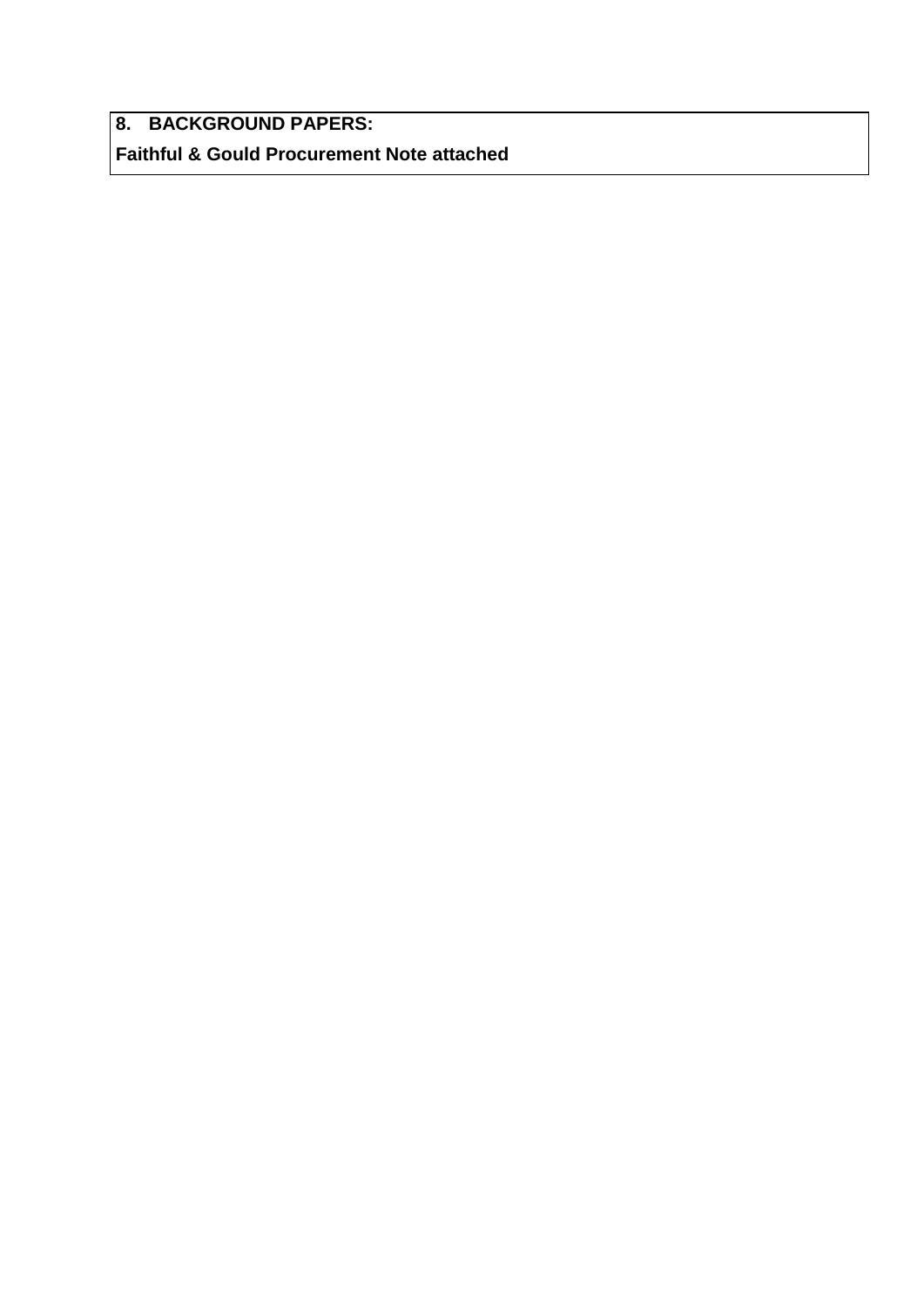## 8. BACKGROUND PAPERS:

**Faithful & Gould Procurement Note attached**